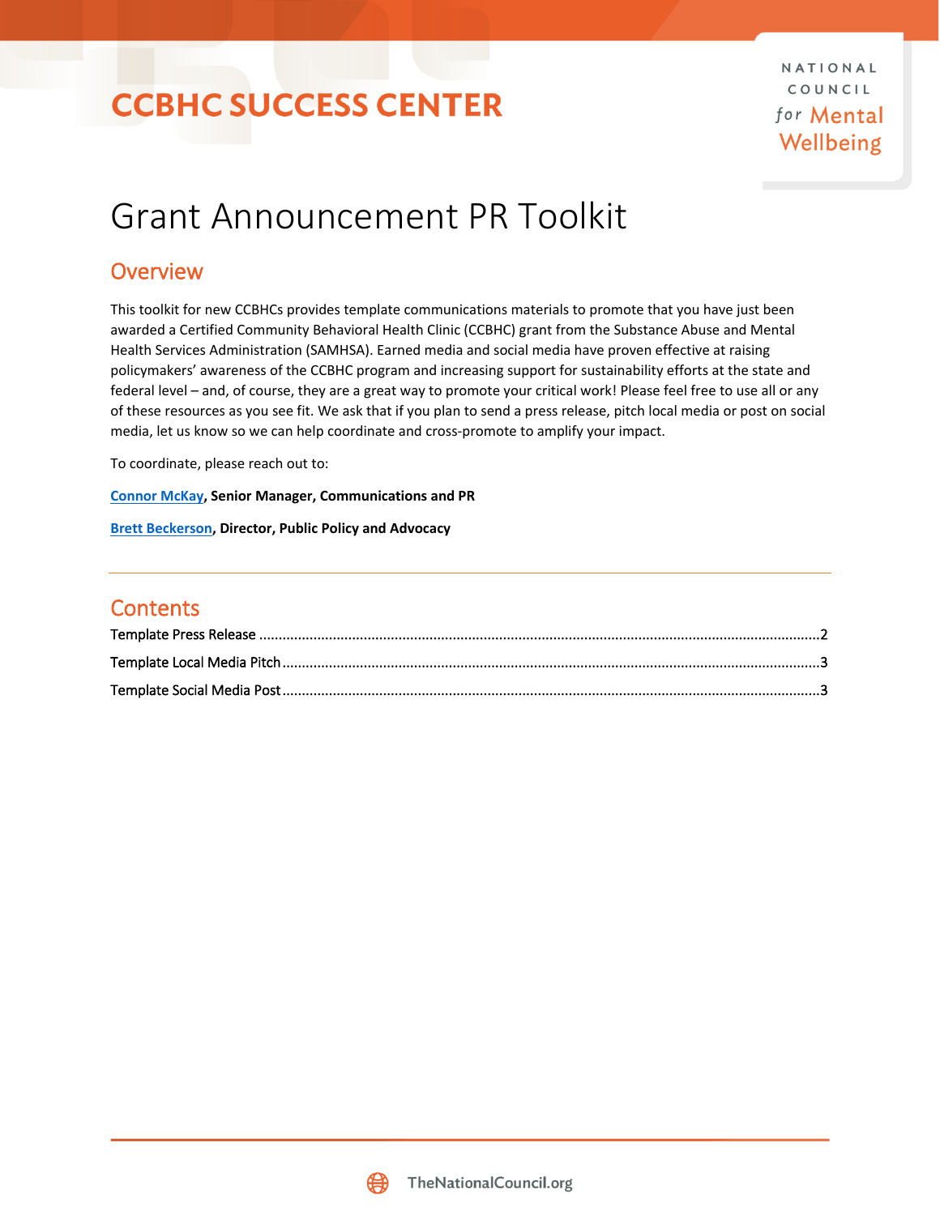CCBHC SUCCESS CENTER

NATIONAL COUNCIL *for* Mental Wellbeing

# Grant Announcement PR Toolkit

## Overview

This toolkit for new CCBHCs provides template communications materials to promote that you have just been awarded a Certified Community Behavioral Health Clinic (CCBHC) grant from the Substance Abuse and Mental Health Services Administration (SAMHSA). Earned media and social media have proven effective at raising policymakers' awareness of the CCBHC program and increasing support for sustainability efforts at the state and federal level – and, of course, they are a great way to promote your critical work! Please feel free to use all or any of these resources as you see fit. We ask that if you plan to send a press release, pitch local media or post on social media, let us know so we can help coordinate and cross-promote to amplify your impact.

To coordinate, please reach out to:

**Connor McKay, Senior Manager, Communications and PR**

**Brett Beckerson, Director, Public Policy and Advocacy**

---

## Contents

Template Press Release ........................................ 2

Template Local Media Pitch ........................................ 3

Template Social Media Post ........................................ 3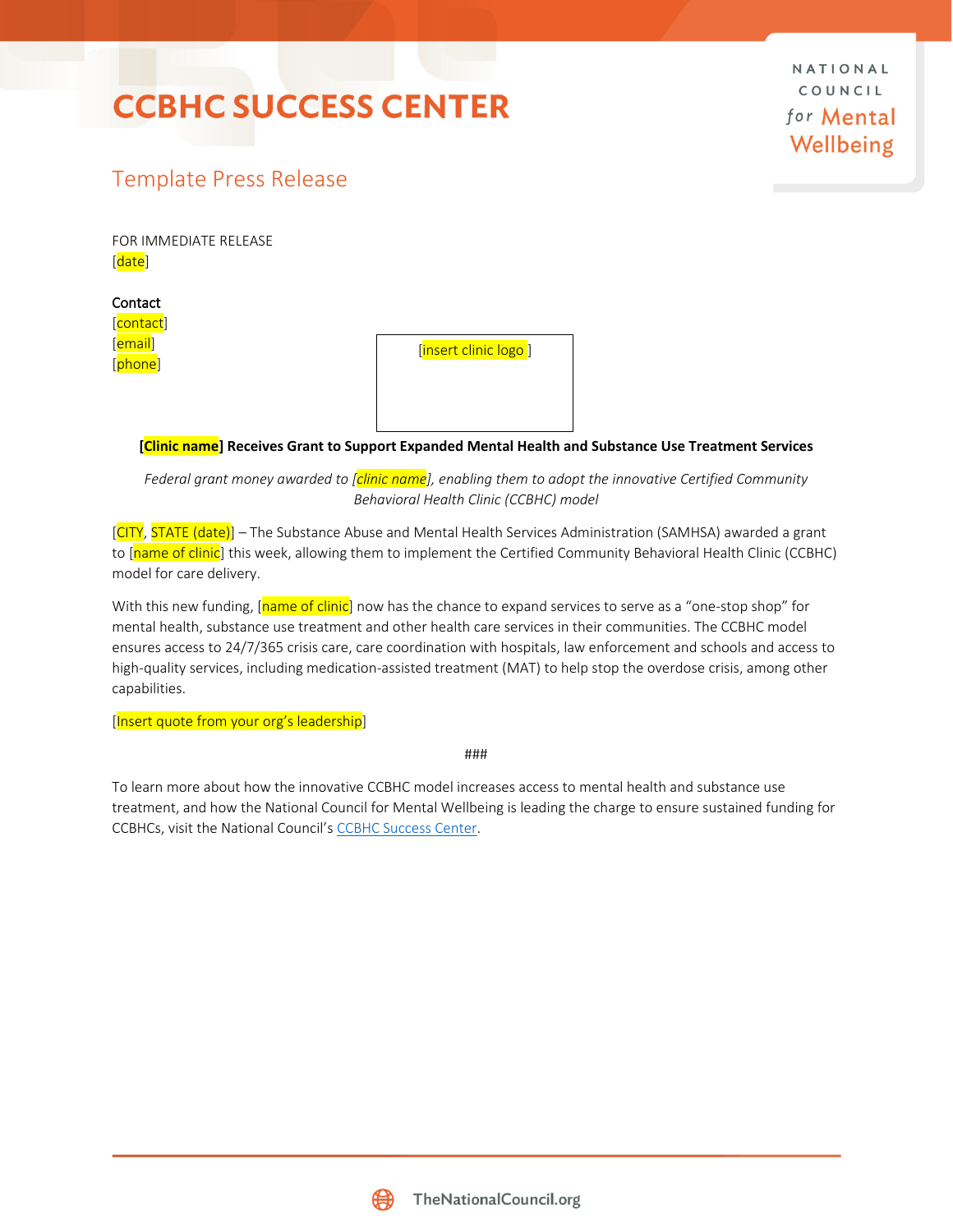# CCBHC SUCCESS CENTER

NATIONAL COUNCIL for Mental Wellbeing

## Template Press Release

FOR IMMEDIATE RELEASE
[date]

Contact
[contact]
[email]
[phone]

[insert clinic logo]

**[Clinic name] Receives Grant to Support Expanded Mental Health and Substance Use Treatment Services**

*Federal grant money awarded to [clinic name], enabling them to adopt the innovative Certified Community Behavioral Health Clinic (CCBHC) model*

[CITY, STATE (date)] – The Substance Abuse and Mental Health Services Administration (SAMHSA) awarded a grant to [name of clinic] this week, allowing them to implement the Certified Community Behavioral Health Clinic (CCBHC) model for care delivery.

With this new funding, [name of clinic] now has the chance to expand services to serve as a "one-stop shop" for mental health, substance use treatment and other health care services in their communities. The CCBHC model ensures access to 24/7/365 crisis care, care coordination with hospitals, law enforcement and schools and access to high-quality services, including medication-assisted treatment (MAT) to help stop the overdose crisis, among other capabilities.

[Insert quote from your org's leadership]

###

To learn more about how the innovative CCBHC model increases access to mental health and substance use treatment, and how the National Council for Mental Wellbeing is leading the charge to ensure sustained funding for CCBHCs, visit the National Council's CCBHC Success Center.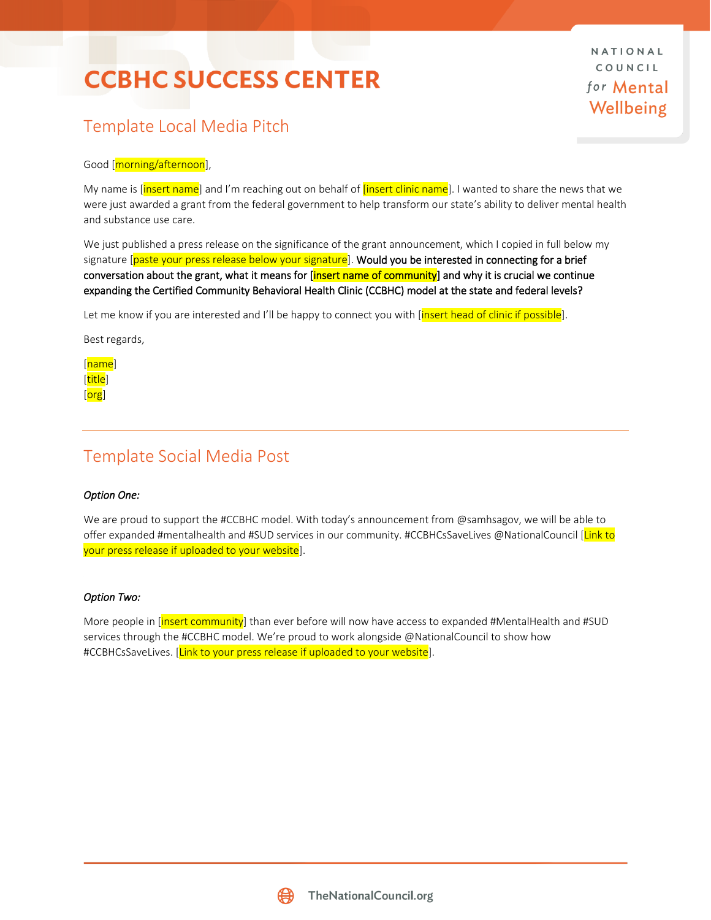# CCBHC SUCCESS CENTER

NATIONAL COUNCIL *for* Mental Wellbeing

## Template Local Media Pitch

Good [morning/afternoon],

My name is [insert name] and I'm reaching out on behalf of [insert clinic name]. I wanted to share the news that we were just awarded a grant from the federal government to help transform our state's ability to deliver mental health and substance use care.

We just published a press release on the significance of the grant announcement, which I copied in full below my signature [paste your press release below your signature]. **Would you be interested in connecting for a brief conversation about the grant, what it means for [insert name of community] and why it is crucial we continue expanding the Certified Community Behavioral Health Clinic (CCBHC) model at the state and federal levels?**

Let me know if you are interested and I'll be happy to connect you with [insert head of clinic if possible].

Best regards,

[name]
[title]
[org]

---

## Template Social Media Post

***Option One:***

We are proud to support the #CCBHC model. With today's announcement from @samhsagov, we will be able to offer expanded #mentalhealth and #SUD services in our community. #CCBHCsSaveLives @NationalCouncil [Link to your press release if uploaded to your website].

***Option Two:***

More people in [insert community] than ever before will now have access to expanded #MentalHealth and #SUD services through the #CCBHC model. We're proud to work alongside @NationalCouncil to show how #CCBHCsSaveLives. [Link to your press release if uploaded to your website].